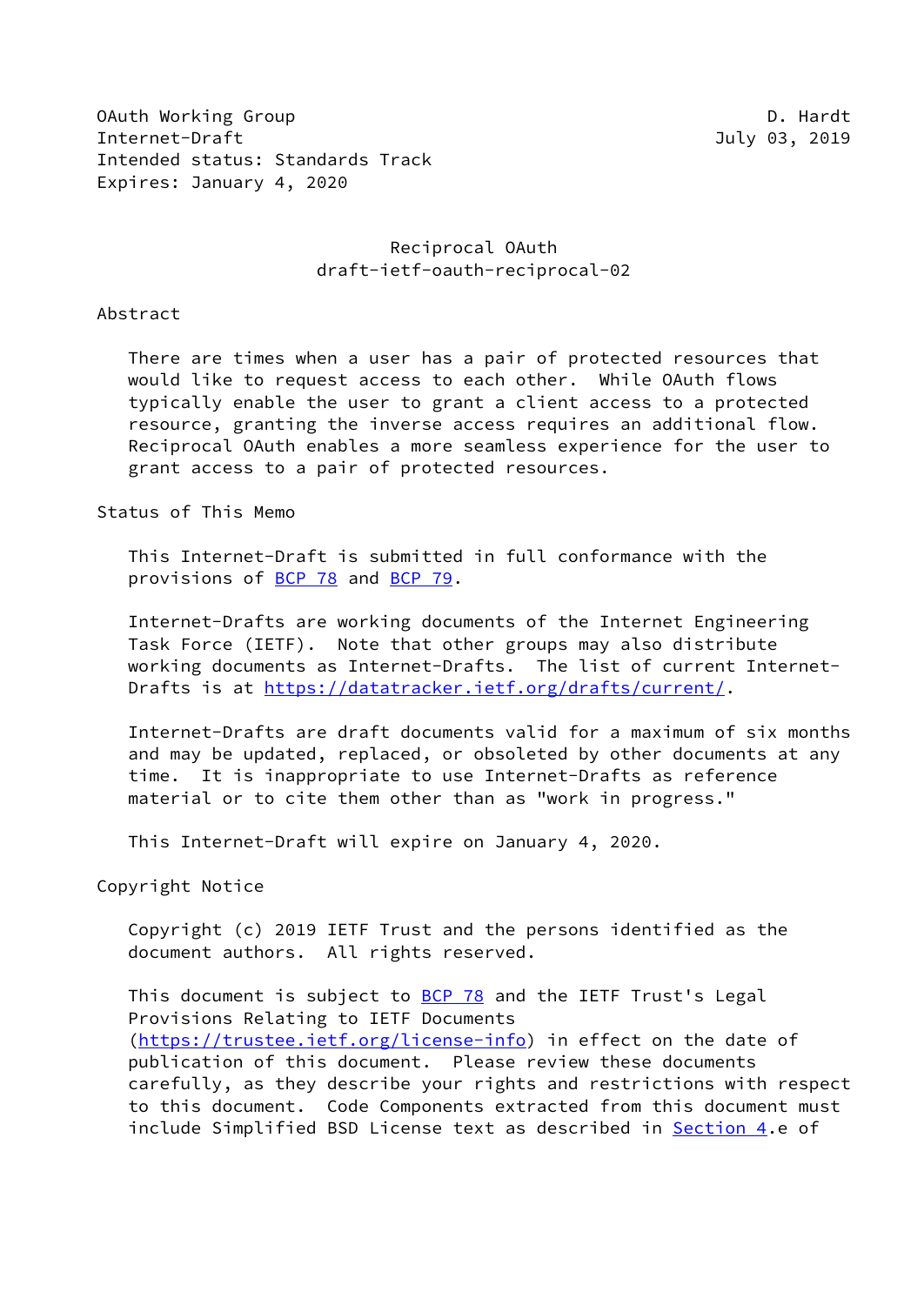OAuth Working Group D. Hardt
Internet-Draft July 03, 2019
Intended status: Standards Track
Expires: January 4, 2020

# Reciprocal OAuth
## draft-ietf-oauth-reciprocal-02

## Abstract

There are times when a user has a pair of protected resources that would like to request access to each other. While OAuth flows typically enable the user to grant a client access to a protected resource, granting the inverse access requires an additional flow. Reciprocal OAuth enables a more seamless experience for the user to grant access to a pair of protected resources.

## Status of This Memo

This Internet-Draft is submitted in full conformance with the provisions of BCP 78 and BCP 79.

Internet-Drafts are working documents of the Internet Engineering Task Force (IETF). Note that other groups may also distribute working documents as Internet-Drafts. The list of current Internet-Drafts is at https://datatracker.ietf.org/drafts/current/.

Internet-Drafts are draft documents valid for a maximum of six months and may be updated, replaced, or obsoleted by other documents at any time. It is inappropriate to use Internet-Drafts as reference material or to cite them other than as "work in progress."

This Internet-Draft will expire on January 4, 2020.

## Copyright Notice

Copyright (c) 2019 IETF Trust and the persons identified as the document authors. All rights reserved.

This document is subject to BCP 78 and the IETF Trust's Legal Provisions Relating to IETF Documents (https://trustee.ietf.org/license-info) in effect on the date of publication of this document. Please review these documents carefully, as they describe your rights and restrictions with respect to this document. Code Components extracted from this document must include Simplified BSD License text as described in Section 4.e of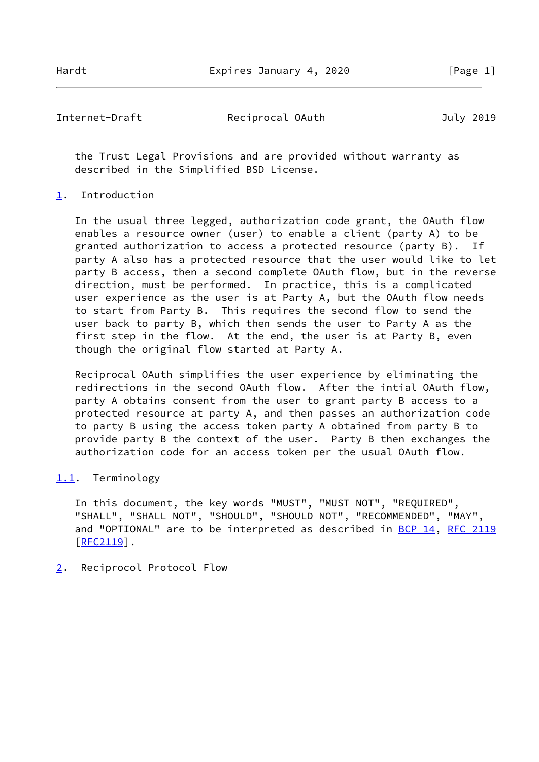the Trust Legal Provisions and are provided without warranty as described in the Simplified BSD License.

## 1. Introduction

In the usual three legged, authorization code grant, the OAuth flow enables a resource owner (user) to enable a client (party A) to be granted authorization to access a protected resource (party B). If party A also has a protected resource that the user would like to let party B access, then a second complete OAuth flow, but in the reverse direction, must be performed. In practice, this is a complicated user experience as the user is at Party A, but the OAuth flow needs to start from Party B. This requires the second flow to send the user back to party B, which then sends the user to Party A as the first step in the flow. At the end, the user is at Party B, even though the original flow started at Party A.

Reciprocal OAuth simplifies the user experience by eliminating the redirections in the second OAuth flow. After the intial OAuth flow, party A obtains consent from the user to grant party B access to a protected resource at party A, and then passes an authorization code to party B using the access token party A obtained from party B to provide party B the context of the user. Party B then exchanges the authorization code for an access token per the usual OAuth flow.

### 1.1. Terminology

In this document, the key words "MUST", "MUST NOT", "REQUIRED", "SHALL", "SHALL NOT", "SHOULD", "SHOULD NOT", "RECOMMENDED", "MAY", and "OPTIONAL" are to be interpreted as described in BCP 14, RFC 2119 [RFC2119].

## 2. Reciprocol Protocol Flow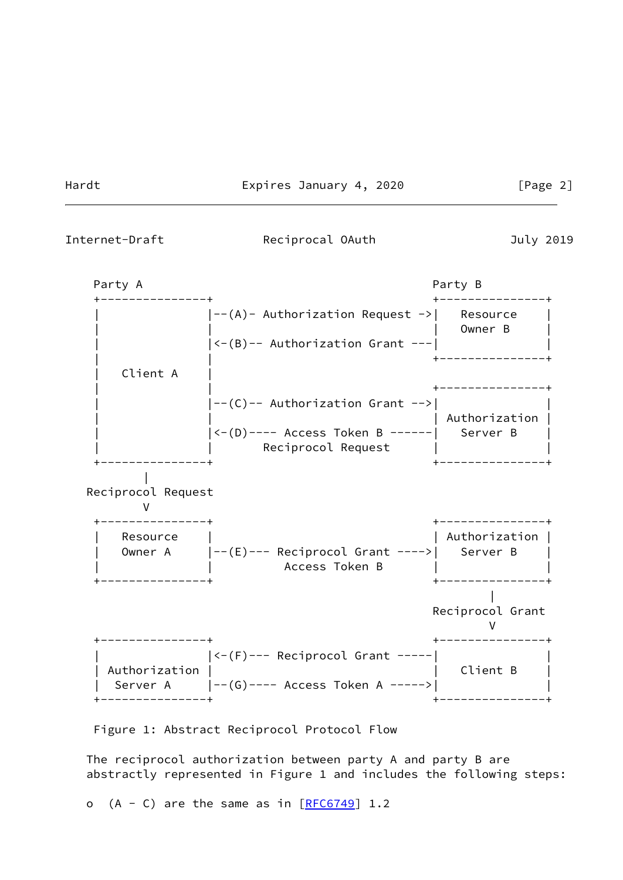```
    Party A                                                Party B
    +---------------+                                +---------------+
    |               |--(A)- Authorization Request ->|   Resource    |
    |               |                                |   Owner B     |
    |               |<-(B)-- Authorization Grant ---|               |
    |               |                                +---------------+
    |   Client A    |
    |               |                                +---------------+
    |               |--(C)-- Authorization Grant -->|               |
    |               |                                | Authorization |
    |               |<-(D)---- Access Token B ------|   Server B    |
    |               |        Reciprocol Request      |               |
    +---------------+                                +---------------+
           |
   Reciprocol Request
           V
    +---------------+                                +---------------+
    |   Resource    |                                | Authorization |
    |   Owner A     |--(E)--- Reciprocol Grant ---->|   Server B    |
    |               |          Access Token B        |               |
    +---------------+                                +---------------+
                                                            |
                                                     Reciprocol Grant
                                                            V
    +---------------+                                +---------------+
    |               |<-(F)--- Reciprocol Grant -----|               |
    | Authorization |                                |   Client B    |
    |  Server A     |--(G)---- Access Token A ----->|               |
    +---------------+                                +---------------+
```

Figure 1: Abstract Reciprocol Protocol Flow

The reciprocol authorization between party A and party B are abstractly represented in Figure 1 and includes the following steps:

o (A - C) are the same as in [RFC6749] 1.2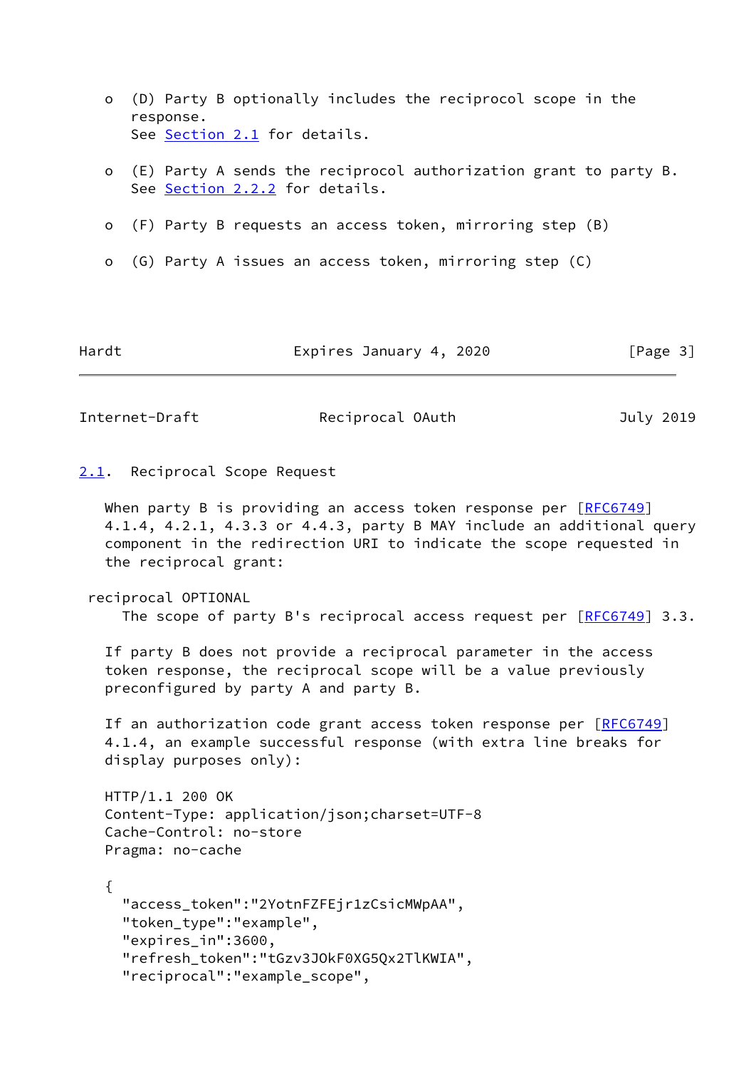- (D) Party B optionally includes the reciprocol scope in the response.
  See Section 2.1 for details.

- (E) Party A sends the reciprocol authorization grant to party B.
  See Section 2.2.2 for details.

- (F) Party B requests an access token, mirroring step (B)

- (G) Party A issues an access token, mirroring step (C)

## 2.1. Reciprocal Scope Request

When party B is providing an access token response per [RFC6749] 4.1.4, 4.2.1, 4.3.3 or 4.4.3, party B MAY include an additional query component in the redirection URI to indicate the scope requested in the reciprocal grant:

reciprocal OPTIONAL
    The scope of party B's reciprocal access request per [RFC6749] 3.3.

If party B does not provide a reciprocal parameter in the access token response, the reciprocal scope will be a value previously preconfigured by party A and party B.

If an authorization code grant access token response per [RFC6749] 4.1.4, an example successful response (with extra line breaks for display purposes only):

```
HTTP/1.1 200 OK
Content-Type: application/json;charset=UTF-8
Cache-Control: no-store
Pragma: no-cache

{
  "access_token":"2YotnFZFEjr1zCsicMWpAA",
  "token_type":"example",
  "expires_in":3600,
  "refresh_token":"tGzv3JOkF0XG5Qx2TlKWIA",
  "reciprocal":"example_scope",
```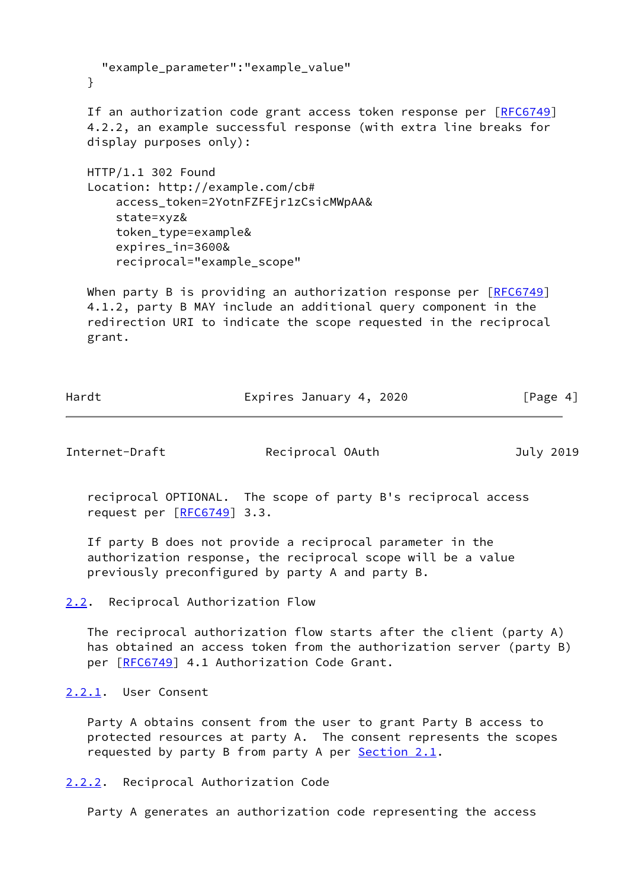```
  "example_parameter":"example_value"
}
```

If an authorization code grant access token response per [RFC6749] 4.2.2, an example successful response (with extra line breaks for display purposes only):

```
HTTP/1.1 302 Found
Location: http://example.com/cb#
    access_token=2YotnFZFEjr1zCsicMWpAA&
    state=xyz&
    token_type=example&
    expires_in=3600&
    reciprocal="example_scope"
```

When party B is providing an authorization response per [RFC6749] 4.1.2, party B MAY include an additional query component in the redirection URI to indicate the scope requested in the reciprocal grant.

reciprocal OPTIONAL. The scope of party B's reciprocal access request per [RFC6749] 3.3.

If party B does not provide a reciprocal parameter in the authorization response, the reciprocal scope will be a value previously preconfigured by party A and party B.

## 2.2. Reciprocal Authorization Flow

The reciprocal authorization flow starts after the client (party A) has obtained an access token from the authorization server (party B) per [RFC6749] 4.1 Authorization Code Grant.

### 2.2.1. User Consent

Party A obtains consent from the user to grant Party B access to protected resources at party A. The consent represents the scopes requested by party B from party A per Section 2.1.

### 2.2.2. Reciprocal Authorization Code

Party A generates an authorization code representing the access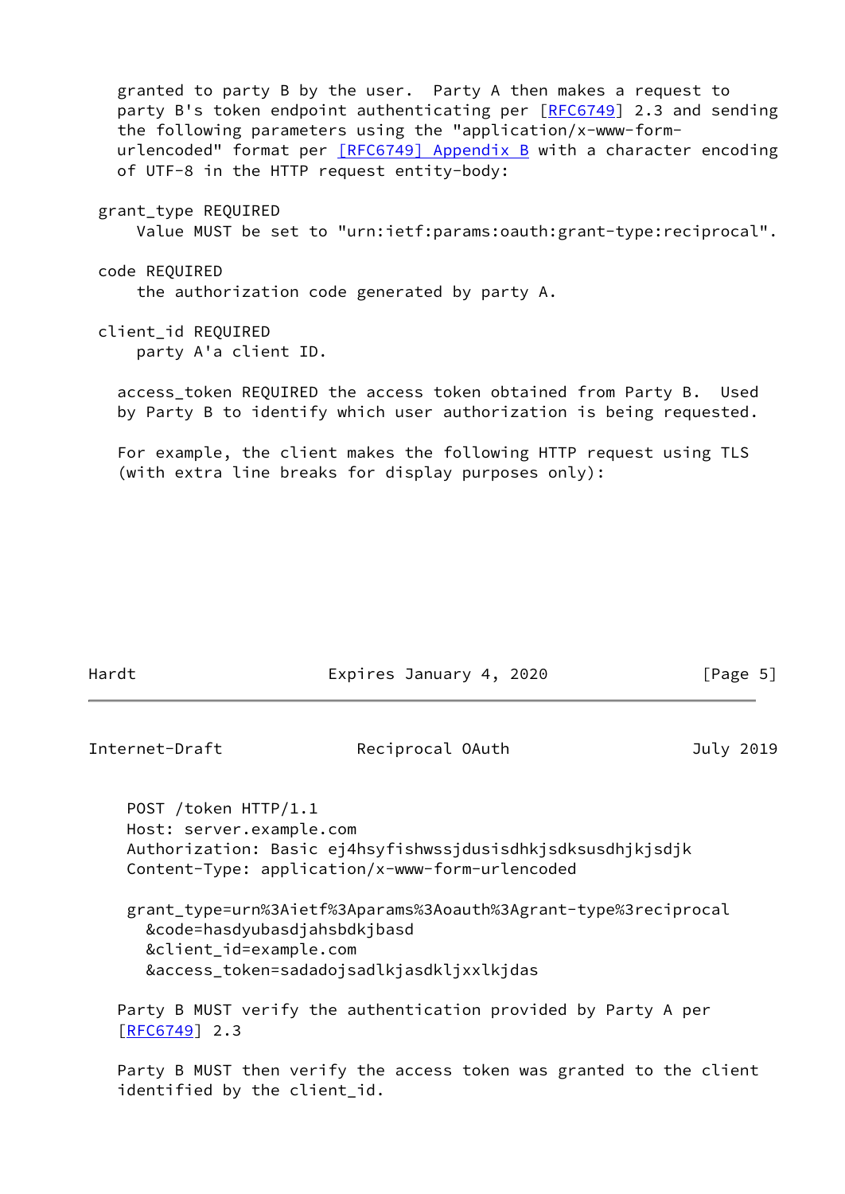granted to party B by the user. Party A then makes a request to party B's token endpoint authenticating per [RFC6749] 2.3 and sending the following parameters using the "application/x-www-form-urlencoded" format per [RFC6749] Appendix B with a character encoding of UTF-8 in the HTTP request entity-body:

grant_type REQUIRED
: Value MUST be set to "urn:ietf:params:oauth:grant-type:reciprocal".

code REQUIRED
: the authorization code generated by party A.

client_id REQUIRED
: party A'a client ID.

access_token REQUIRED the access token obtained from Party B. Used by Party B to identify which user authorization is being requested.

For example, the client makes the following HTTP request using TLS (with extra line breaks for display purposes only):

```
POST /token HTTP/1.1
Host: server.example.com
Authorization: Basic ej4hsyfishwssjdusisdhkjsdksusdhjkjsdjk
Content-Type: application/x-www-form-urlencoded

grant_type=urn%3Aietf%3Aparams%3Aoauth%3Agrant-type%3reciprocal
  &code=hasdyubasdjahsbdkjbasd
  &client_id=example.com
  &access_token=sadadojsadlkjasdkljxxlkjdas
```

Party B MUST verify the authentication provided by Party A per [RFC6749] 2.3

Party B MUST then verify the access token was granted to the client identified by the client_id.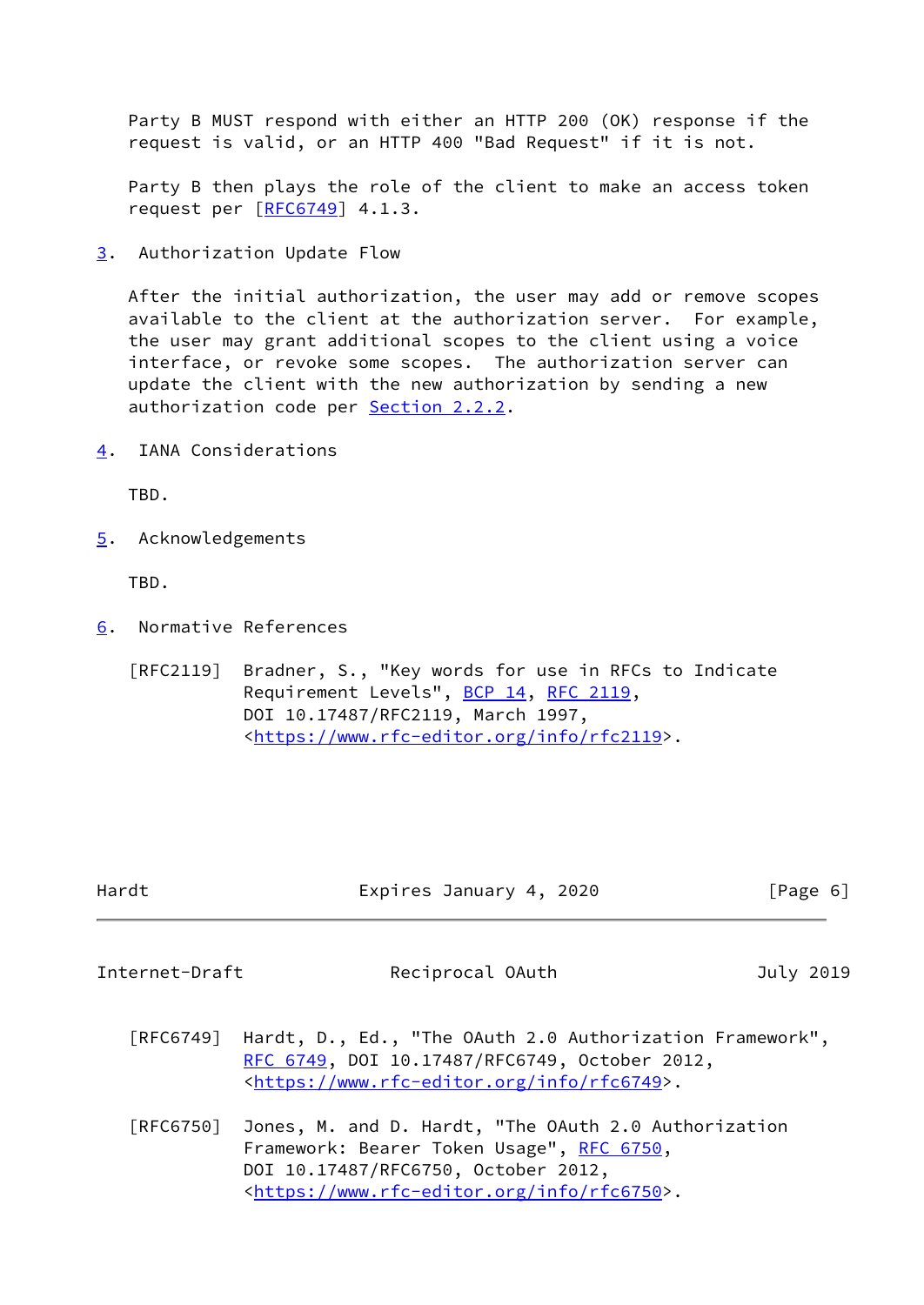Party B MUST respond with either an HTTP 200 (OK) response if the request is valid, or an HTTP 400 "Bad Request" if it is not.

Party B then plays the role of the client to make an access token request per [RFC6749] 4.1.3.

## 3. Authorization Update Flow

After the initial authorization, the user may add or remove scopes available to the client at the authorization server. For example, the user may grant additional scopes to the client using a voice interface, or revoke some scopes. The authorization server can update the client with the new authorization by sending a new authorization code per Section 2.2.2.

## 4. IANA Considerations

TBD.

## 5. Acknowledgements

TBD.

## 6. Normative References

[RFC2119] Bradner, S., "Key words for use in RFCs to Indicate Requirement Levels", BCP 14, RFC 2119, DOI 10.17487/RFC2119, March 1997, <https://www.rfc-editor.org/info/rfc2119>.

[RFC6749] Hardt, D., Ed., "The OAuth 2.0 Authorization Framework", RFC 6749, DOI 10.17487/RFC6749, October 2012, <https://www.rfc-editor.org/info/rfc6749>.

[RFC6750] Jones, M. and D. Hardt, "The OAuth 2.0 Authorization Framework: Bearer Token Usage", RFC 6750, DOI 10.17487/RFC6750, October 2012, <https://www.rfc-editor.org/info/rfc6750>.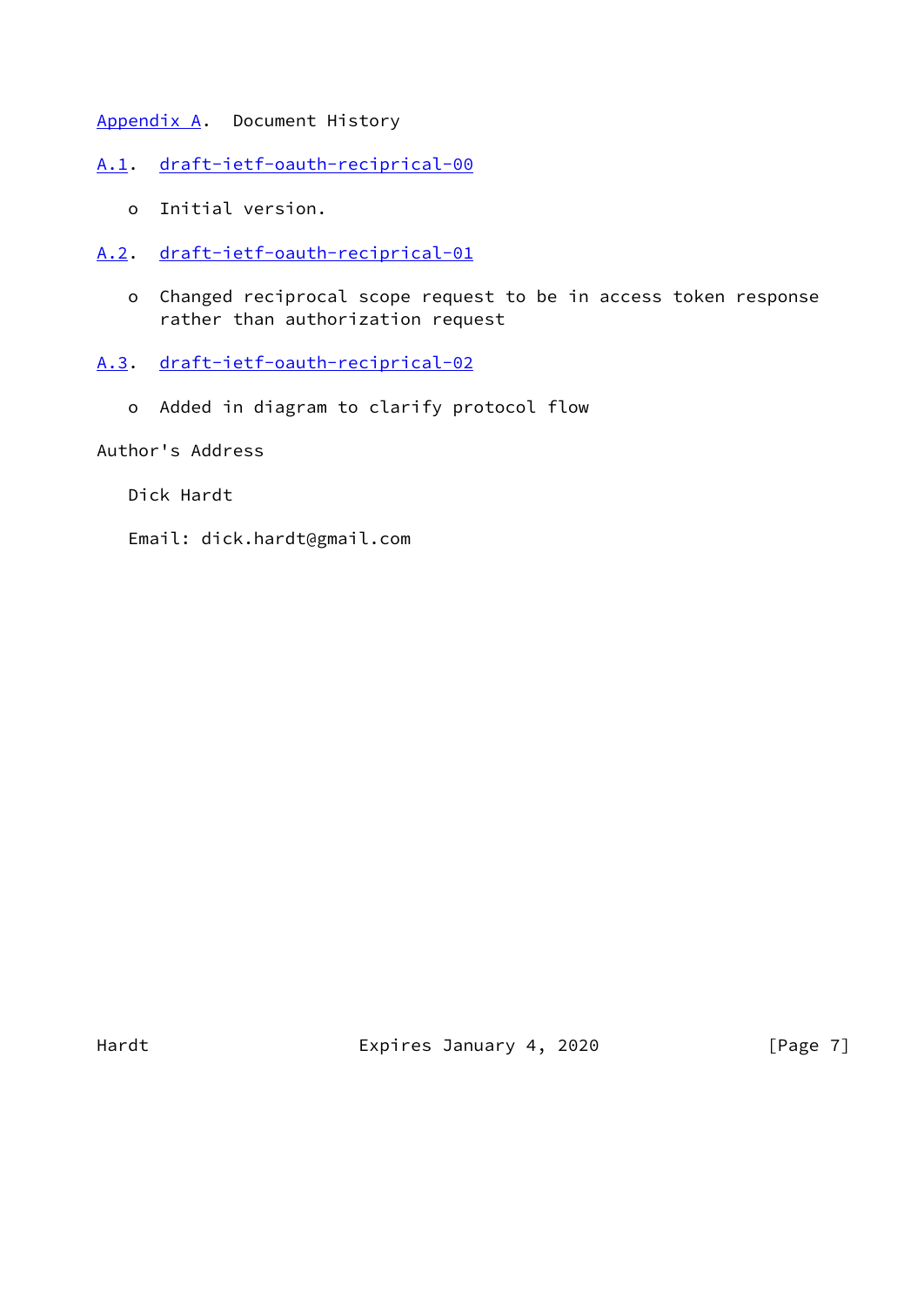# Appendix A. Document History

## A.1. draft-ietf-oauth-reciprical-00

- Initial version.

## A.2. draft-ietf-oauth-reciprical-01

- Changed reciprocal scope request to be in access token response rather than authorization request

## A.3. draft-ietf-oauth-reciprical-02

- Added in diagram to clarify protocol flow

# Author's Address

Dick Hardt

Email: dick.hardt@gmail.com